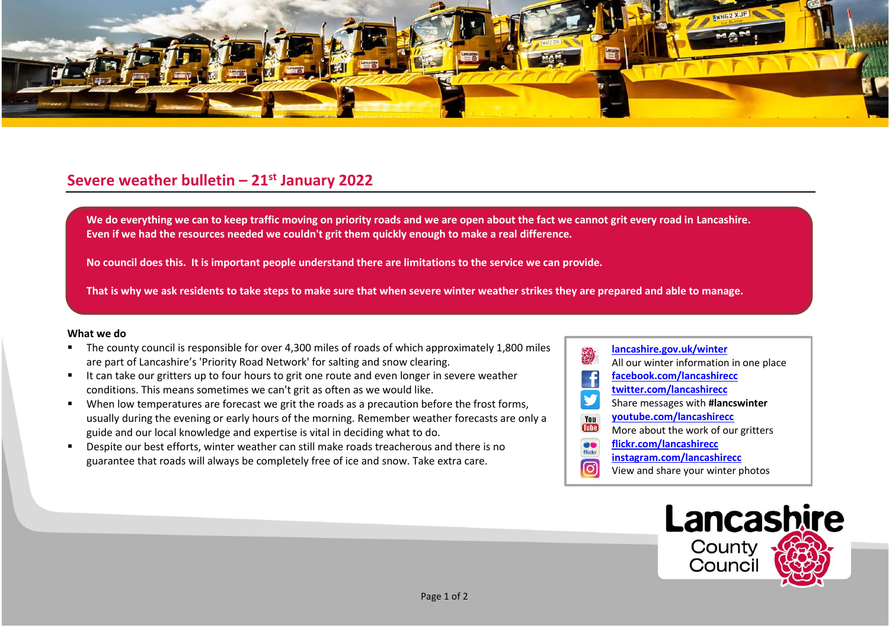## Severe weather bulletin – 21st January 2022

**We do everything we can to keep traffic moving on priority roads and we are open about the fact we cannot grit every road in Lancashire. Even if we had the resources needed we couldn't grit them quickly enough to make a real difference.**

**No council does this. It is important people understand there are limitations to the service we can provide.**

**That is why we ask residents to take steps to make sure that when severe winter weather strikes they are prepared and able to manage.**

**What we do**

- The county council is responsible for over 4,300 miles of roads of which approximately 1,800 miles are part of Lancashire's 'Priority Road Network' for salting and snow clearing.
- It can take our gritters up to four hours to grit one route and even longer in severe weather conditions. This means sometimes we can't grit as often as we would like.
- When low temperatures are forecast we grit the roads as a precaution before the frost forms, usually during the evening or early hours of the morning. Remember weather forecasts are only a guide and our local knowledge and expertise is vital in deciding what to do.
- Despite our best efforts, winter weather can still make roads treacherous and there is no guarantee that roads will always be completely free of ice and snow. Take extra care.

lancashire.gov.uk/winter
All our winter information in one place
facebook.com/lancashirecc
twitter.com/lancashirecc
Share messages with **#lancswinter**
youtube.com/lancashirecc
More about the work of our gritters
flickr.com/lancashirecc
instagram.com/lancashirecc
View and share your winter photos

Lancashire County Council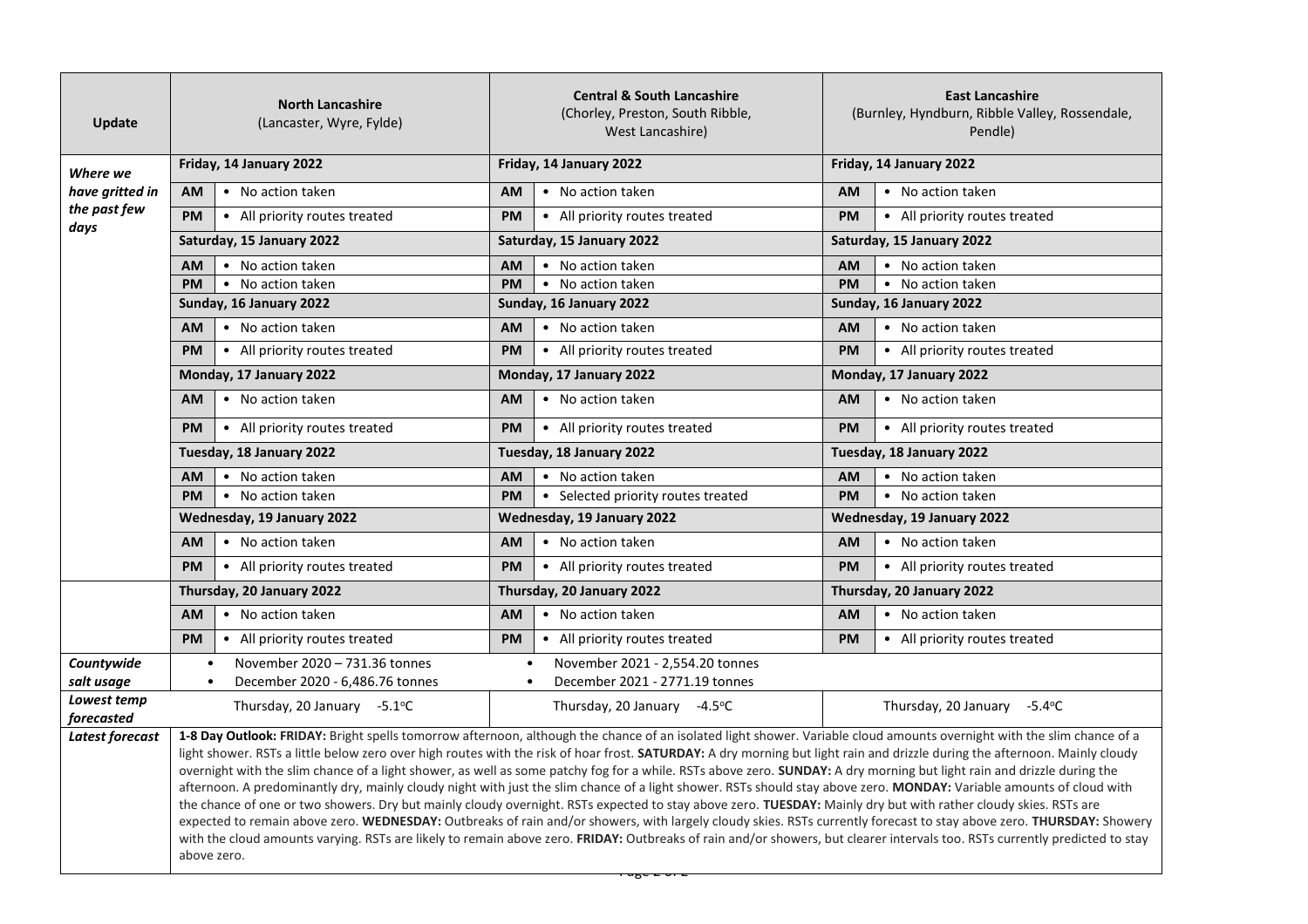| Update | North Lancashire (Lancaster, Wyre, Fylde) | | Central & South Lancashire (Chorley, Preston, South Ribble, West Lancashire) | | East Lancashire (Burnley, Hyndburn, Ribble Valley, Rossendale, Pendle) | |
|---|---|---|---|---|---|---|
| ***Where we have gritted in the past few days*** | **Friday, 14 January 2022** | | **Friday, 14 January 2022** | | **Friday, 14 January 2022** | |
| | **AM** | • No action taken | **AM** | • No action taken | **AM** | • No action taken |
| | **PM** | • All priority routes treated | **PM** | • All priority routes treated | **PM** | • All priority routes treated |
| | **Saturday, 15 January 2022** | | **Saturday, 15 January 2022** | | **Saturday, 15 January 2022** | |
| | **AM** | • No action taken | **AM** | • No action taken | **AM** | • No action taken |
| | **PM** | • No action taken | **PM** | • No action taken | **PM** | • No action taken |
| | **Sunday, 16 January 2022** | | **Sunday, 16 January 2022** | | **Sunday, 16 January 2022** | |
| | **AM** | • No action taken | **AM** | • No action taken | **AM** | • No action taken |
| | **PM** | • All priority routes treated | **PM** | • All priority routes treated | **PM** | • All priority routes treated |
| | **Monday, 17 January 2022** | | **Monday, 17 January 2022** | | **Monday, 17 January 2022** | |
| | **AM** | • No action taken | **AM** | • No action taken | **AM** | • No action taken |
| | **PM** | • All priority routes treated | **PM** | • All priority routes treated | **PM** | • All priority routes treated |
| | **Tuesday, 18 January 2022** | | **Tuesday, 18 January 2022** | | **Tuesday, 18 January 2022** | |
| | **AM** | • No action taken | **AM** | • No action taken | **AM** | • No action taken |
| | **PM** | • No action taken | **PM** | • Selected priority routes treated | **PM** | • No action taken |
| | **Wednesday, 19 January 2022** | | **Wednesday, 19 January 2022** | | **Wednesday, 19 January 2022** | |
| | **AM** | • No action taken | **AM** | • No action taken | **AM** | • No action taken |
| | **PM** | • All priority routes treated | **PM** | • All priority routes treated | **PM** | • All priority routes treated |
| | **Thursday, 20 January 2022** | | **Thursday, 20 January 2022** | | **Thursday, 20 January 2022** | |
| | **AM** | • No action taken | **AM** | • No action taken | **AM** | • No action taken |
| | **PM** | • All priority routes treated | **PM** | • All priority routes treated | **PM** | • All priority routes treated |
| ***Countywide salt usage*** | • November 2020 – 731.36 tonnes<br>• December 2020 - 6,486.76 tonnes | | • November 2021 - 2,554.20 tonnes<br>• December 2021 - 2771.19 tonnes | | | |
| ***Lowest temp forecasted*** | Thursday, 20 January -5.1°C | | Thursday, 20 January -4.5°C | | Thursday, 20 January -5.4°C | |
| ***Latest forecast*** | **1-8 Day Outlook: FRIDAY:** Bright spells tomorrow afternoon, although the chance of an isolated light shower. Variable cloud amounts overnight with the slim chance of a light shower. RSTs a little below zero over high routes with the risk of hoar frost. **SATURDAY:** A dry morning but light rain and drizzle during the afternoon. Mainly cloudy overnight with the slim chance of a light shower, as well as some patchy fog for a while. RSTs above zero. **SUNDAY:** A dry morning but light rain and drizzle during the afternoon. A predominantly dry, mainly cloudy night with just the slim chance of a light shower. RSTs should stay above zero. **MONDAY:** Variable amounts of cloud with the chance of one or two showers. Dry but mainly cloudy overnight. RSTs expected to stay above zero. **TUESDAY:** Mainly dry but with rather cloudy skies. RSTs are expected to remain above zero. **WEDNESDAY:** Outbreaks of rain and/or showers, with largely cloudy skies. RSTs currently forecast to stay above zero. **THURSDAY:** Showery with the cloud amounts varying. RSTs are likely to remain above zero. **FRIDAY:** Outbreaks of rain and/or showers, but clearer intervals too. RSTs currently predicted to stay above zero. | | | | | |